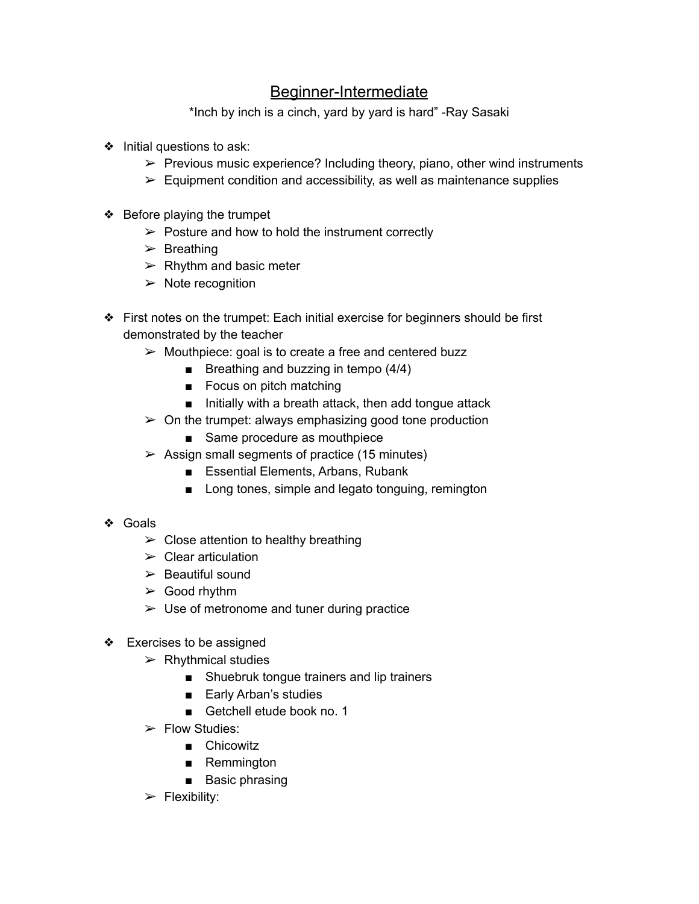# Beginner-Intermediate

*Inch by inch is a cinch, yard by yard is hard" -Ray Sasaki

- Initial questions to ask:
  - Previous music experience? Including theory, piano, other wind instruments
  - Equipment condition and accessibility, as well as maintenance supplies

- Before playing the trumpet
  - Posture and how to hold the instrument correctly
  - Breathing
  - Rhythm and basic meter
  - Note recognition

- First notes on the trumpet: Each initial exercise for beginners should be first demonstrated by the teacher
  - Mouthpiece: goal is to create a free and centered buzz
    - Breathing and buzzing in tempo (4/4)
    - Focus on pitch matching
    - Initially with a breath attack, then add tongue attack
  - On the trumpet: always emphasizing good tone production
    - Same procedure as mouthpiece
  - Assign small segments of practice (15 minutes)
    - Essential Elements, Arbans, Rubank
    - Long tones, simple and legato tonguing, remington

- Goals
  - Close attention to healthy breathing
  - Clear articulation
  - Beautiful sound
  - Good rhythm
  - Use of metronome and tuner during practice

- Exercises to be assigned
  - Rhythmical studies
    - Shuebruk tongue trainers and lip trainers
    - Early Arban's studies
    - Getchell etude book no. 1
  - Flow Studies:
    - Chicowitz
    - Remmington
    - Basic phrasing
  - Flexibility: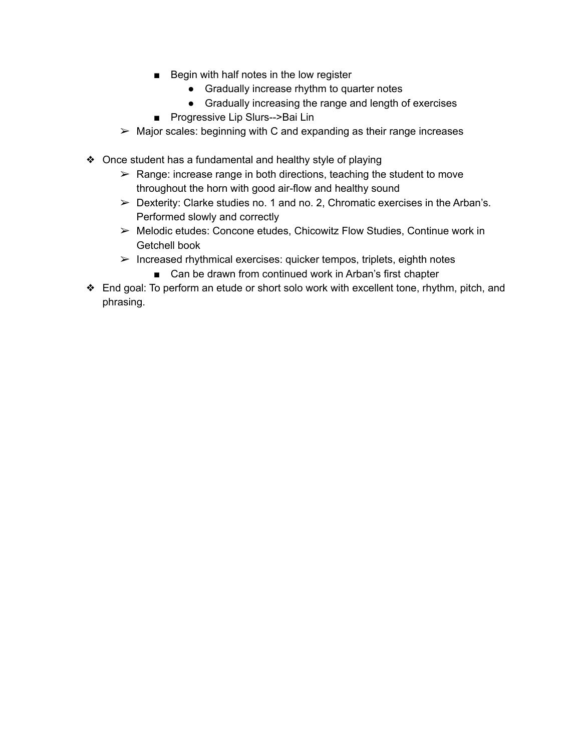- Begin with half notes in the low register
            - Gradually increase rhythm to quarter notes
            - Gradually increasing the range and length of exercises
        - Progressive Lip Slurs-->Bai Lin
    - Major scales: beginning with C and expanding as their range increases

- Once student has a fundamental and healthy style of playing
    - Range: increase range in both directions, teaching the student to move throughout the horn with good air-flow and healthy sound
    - Dexterity: Clarke studies no. 1 and no. 2, Chromatic exercises in the Arban's. Performed slowly and correctly
    - Melodic etudes: Concone etudes, Chicowitz Flow Studies, Continue work in Getchell book
    - Increased rhythmical exercises: quicker tempos, triplets, eighth notes
        - Can be drawn from continued work in Arban's first chapter
- End goal: To perform an etude or short solo work with excellent tone, rhythm, pitch, and phrasing.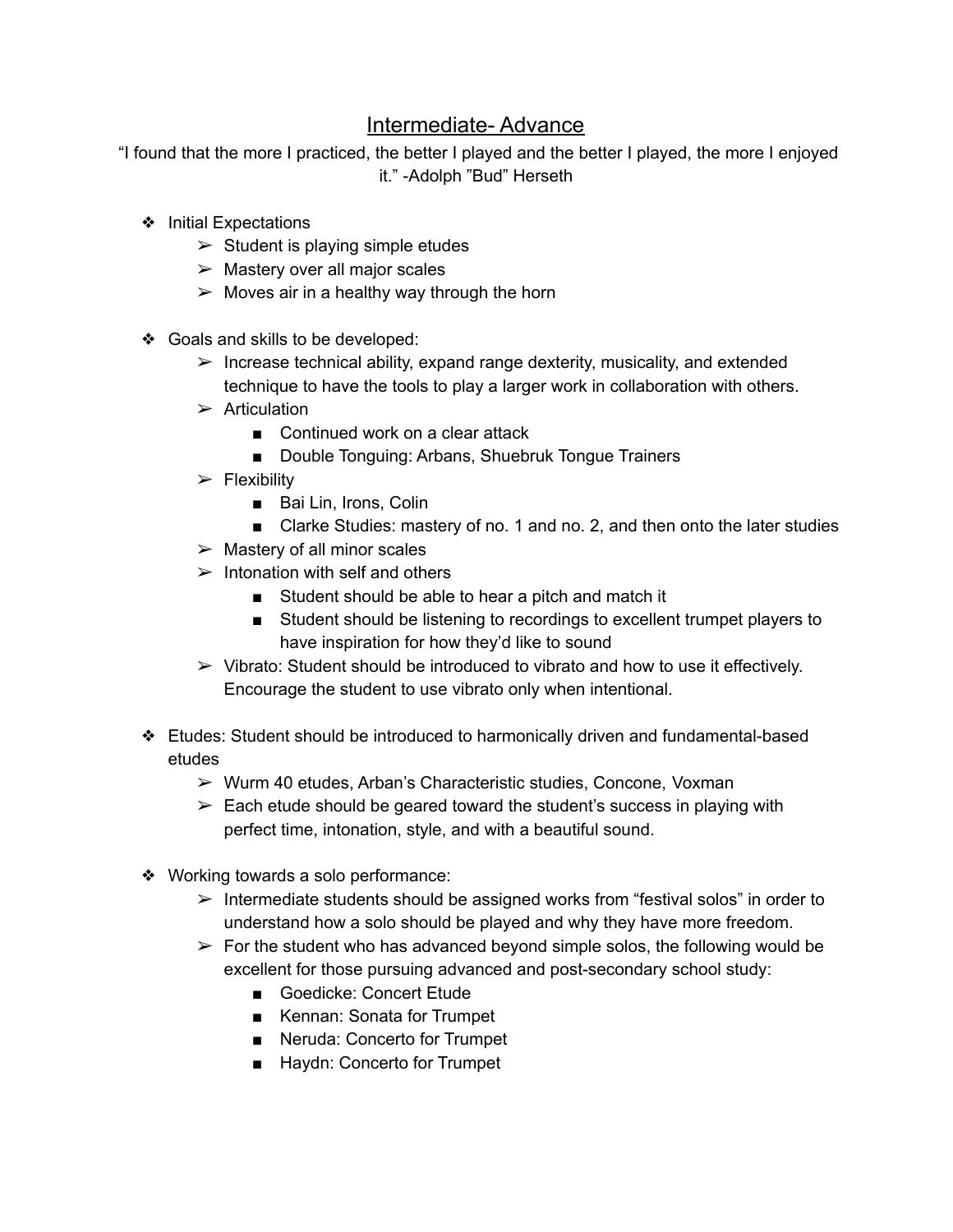# Intermediate- Advance

"I found that the more I practiced, the better I played and the better I played, the more I enjoyed it." -Adolph "Bud" Herseth

- Initial Expectations
  - Student is playing simple etudes
  - Mastery over all major scales
  - Moves air in a healthy way through the horn

- Goals and skills to be developed:
  - Increase technical ability, expand range dexterity, musicality, and extended technique to have the tools to play a larger work in collaboration with others.
  - Articulation
    - Continued work on a clear attack
    - Double Tonguing: Arbans, Shuebruk Tongue Trainers
  - Flexibility
    - Bai Lin, Irons, Colin
    - Clarke Studies: mastery of no. 1 and no. 2, and then onto the later studies
  - Mastery of all minor scales
  - Intonation with self and others
    - Student should be able to hear a pitch and match it
    - Student should be listening to recordings to excellent trumpet players to have inspiration for how they'd like to sound
  - Vibrato: Student should be introduced to vibrato and how to use it effectively. Encourage the student to use vibrato only when intentional.

- Etudes: Student should be introduced to harmonically driven and fundamental-based etudes
  - Wurm 40 etudes, Arban's Characteristic studies, Concone, Voxman
  - Each etude should be geared toward the student's success in playing with perfect time, intonation, style, and with a beautiful sound.

- Working towards a solo performance:
  - Intermediate students should be assigned works from "festival solos" in order to understand how a solo should be played and why they have more freedom.
  - For the student who has advanced beyond simple solos, the following would be excellent for those pursuing advanced and post-secondary school study:
    - Goedicke: Concert Etude
    - Kennan: Sonata for Trumpet
    - Neruda: Concerto for Trumpet
    - Haydn: Concerto for Trumpet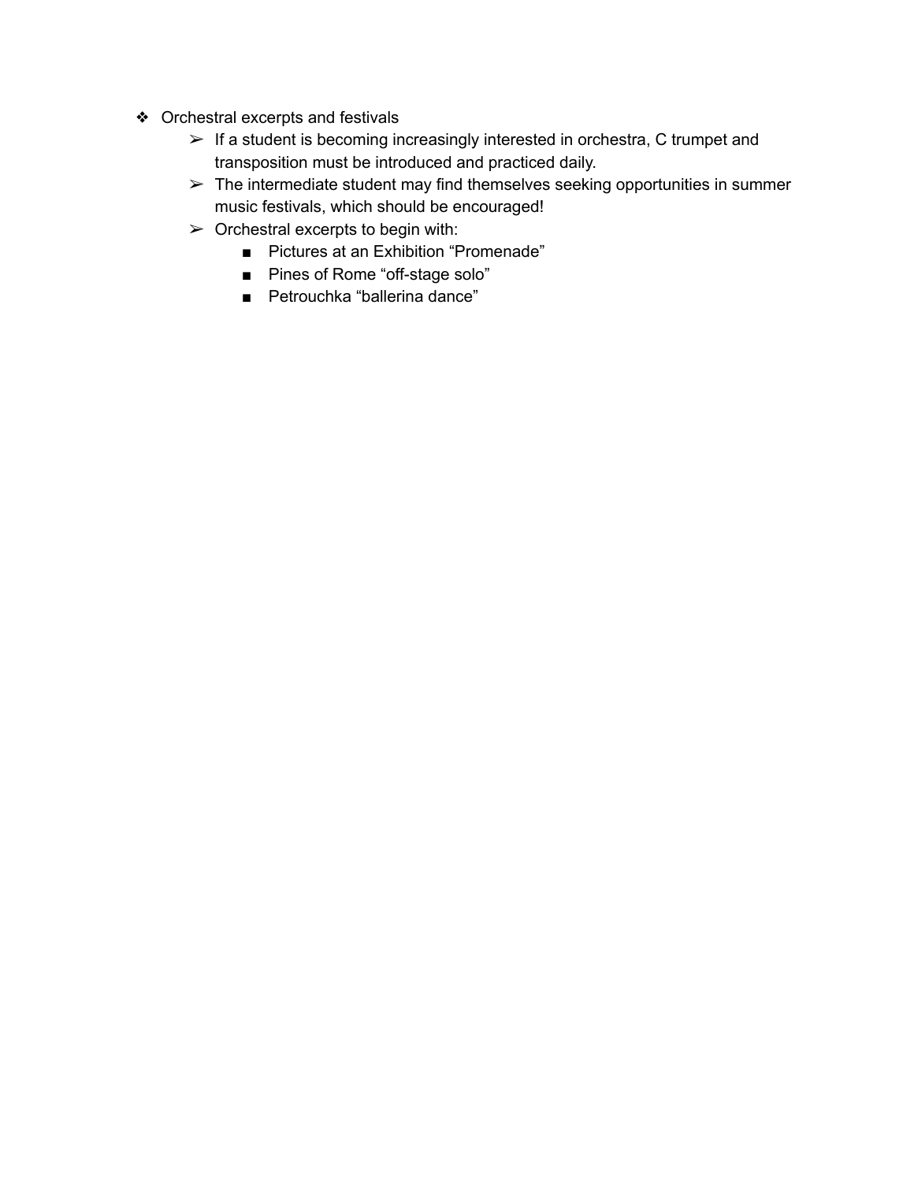- Orchestral excerpts and festivals
    - If a student is becoming increasingly interested in orchestra, C trumpet and transposition must be introduced and practiced daily.
    - The intermediate student may find themselves seeking opportunities in summer music festivals, which should be encouraged!
    - Orchestral excerpts to begin with:
        - Pictures at an Exhibition “Promenade”
        - Pines of Rome “off-stage solo”
        - Petrouchka “ballerina dance”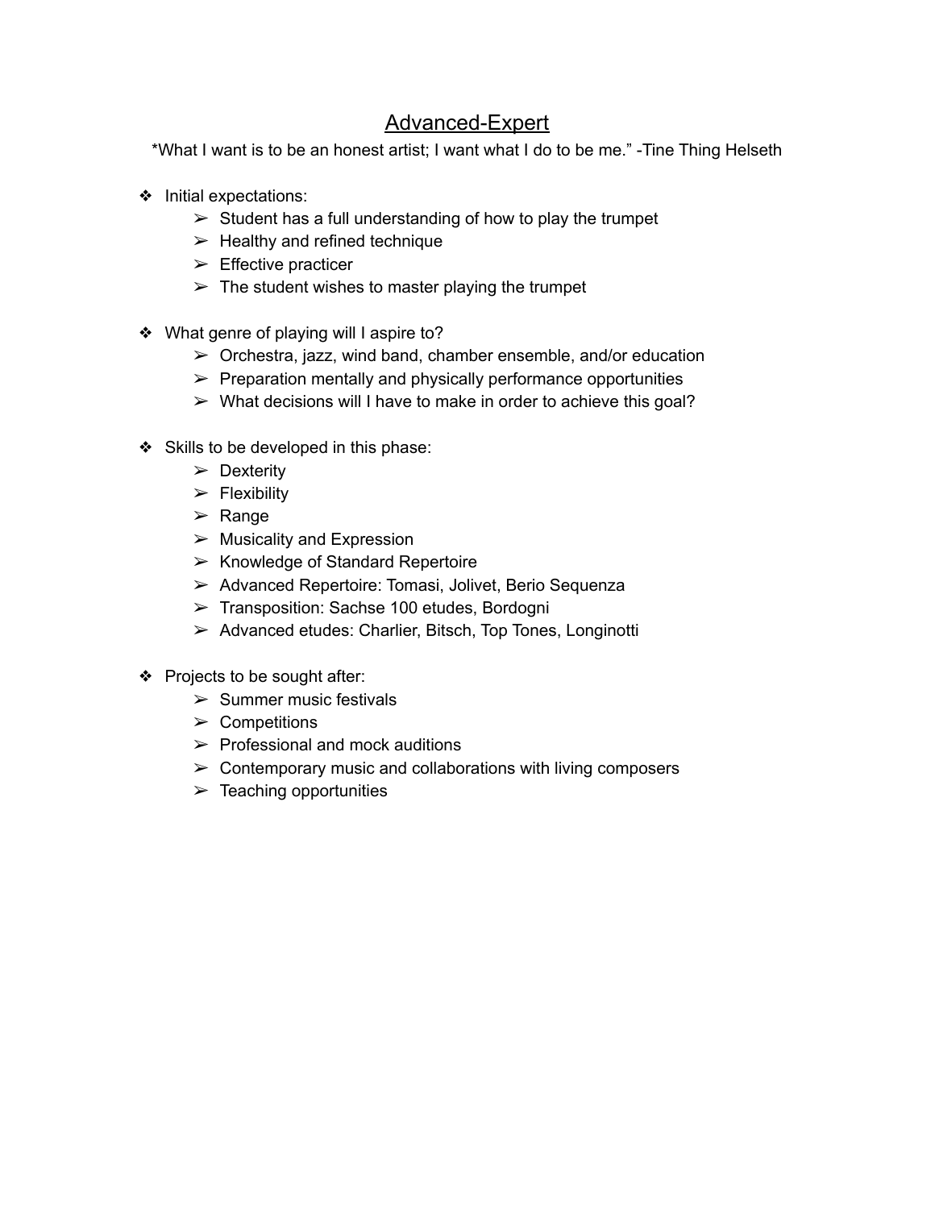# Advanced-Expert

*What I want is to be an honest artist; I want what I do to be me.” -Tine Thing Helseth

- Initial expectations:
  - Student has a full understanding of how to play the trumpet
  - Healthy and refined technique
  - Effective practicer
  - The student wishes to master playing the trumpet

- What genre of playing will I aspire to?
  - Orchestra, jazz, wind band, chamber ensemble, and/or education
  - Preparation mentally and physically performance opportunities
  - What decisions will I have to make in order to achieve this goal?

- Skills to be developed in this phase:
  - Dexterity
  - Flexibility
  - Range
  - Musicality and Expression
  - Knowledge of Standard Repertoire
  - Advanced Repertoire: Tomasi, Jolivet, Berio Sequenza
  - Transposition: Sachse 100 etudes, Bordogni
  - Advanced etudes: Charlier, Bitsch, Top Tones, Longinotti

- Projects to be sought after:
  - Summer music festivals
  - Competitions
  - Professional and mock auditions
  - Contemporary music and collaborations with living composers
  - Teaching opportunities